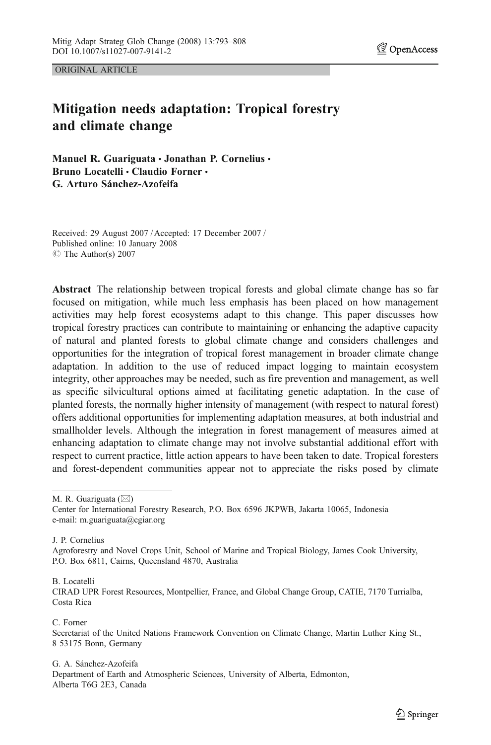ORIGINAL ARTICLE

# Mitigation needs adaptation: Tropical forestry and climate change

**Manuel R. Guariguata · Jonathan P. Cornelius · Bruno Locatelli · Claudio Forner · G. Arturo Sánchez-Azofeifa**

Received: 29 August 2007 / Accepted: 17 December 2007 /
Published online: 10 January 2008
© The Author(s) 2007

**Abstract** The relationship between tropical forests and global climate change has so far focused on mitigation, while much less emphasis has been placed on how management activities may help forest ecosystems adapt to this change. This paper discusses how tropical forestry practices can contribute to maintaining or enhancing the adaptive capacity of natural and planted forests to global climate change and considers challenges and opportunities for the integration of tropical forest management in broader climate change adaptation. In addition to the use of reduced impact logging to maintain ecosystem integrity, other approaches may be needed, such as fire prevention and management, as well as specific silvicultural options aimed at facilitating genetic adaptation. In the case of planted forests, the normally higher intensity of management (with respect to natural forest) offers additional opportunities for implementing adaptation measures, at both industrial and smallholder levels. Although the integration in forest management of measures aimed at enhancing adaptation to climate change may not involve substantial additional effort with respect to current practice, little action appears to have been taken to date. Tropical foresters and forest-dependent communities appear not to appreciate the risks posed by climate

---

M. R. Guariguata (✉)
Center for International Forestry Research, P.O. Box 6596 JKPWB, Jakarta 10065, Indonesia
e-mail: m.guariguata@cgiar.org

J. P. Cornelius
Agroforestry and Novel Crops Unit, School of Marine and Tropical Biology, James Cook University, P.O. Box 6811, Cairns, Queensland 4870, Australia

B. Locatelli
CIRAD UPR Forest Resources, Montpellier, France, and Global Change Group, CATIE, 7170 Turrialba, Costa Rica

C. Forner
Secretariat of the United Nations Framework Convention on Climate Change, Martin Luther King St., 8 53175 Bonn, Germany

G. A. Sánchez-Azofeifa
Department of Earth and Atmospheric Sciences, University of Alberta, Edmonton, Alberta T6G 2E3, Canada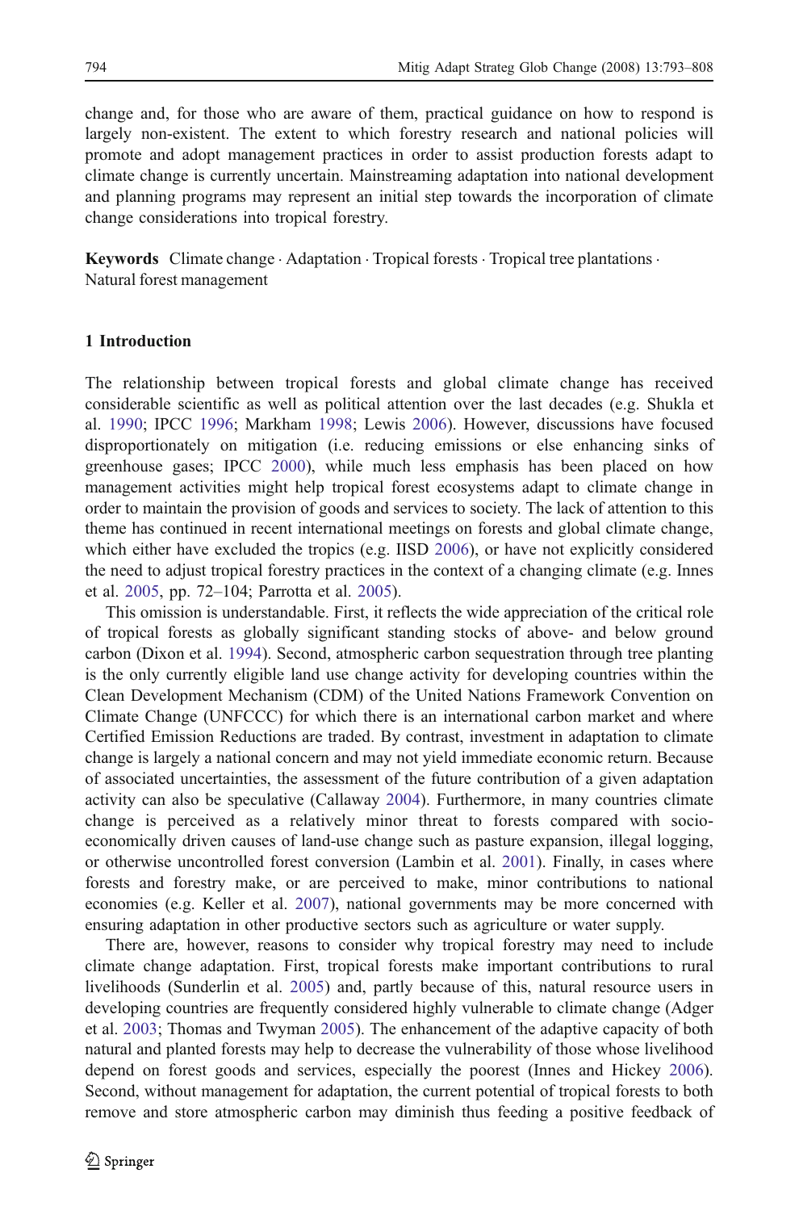change and, for those who are aware of them, practical guidance on how to respond is largely non-existent. The extent to which forestry research and national policies will promote and adopt management practices in order to assist production forests adapt to climate change is currently uncertain. Mainstreaming adaptation into national development and planning programs may represent an initial step towards the incorporation of climate change considerations into tropical forestry.

**Keywords** Climate change · Adaptation · Tropical forests · Tropical tree plantations · Natural forest management

## 1 Introduction

The relationship between tropical forests and global climate change has received considerable scientific as well as political attention over the last decades (e.g. Shukla et al. 1990; IPCC 1996; Markham 1998; Lewis 2006). However, discussions have focused disproportionately on mitigation (i.e. reducing emissions or else enhancing sinks of greenhouse gases; IPCC 2000), while much less emphasis has been placed on how management activities might help tropical forest ecosystems adapt to climate change in order to maintain the provision of goods and services to society. The lack of attention to this theme has continued in recent international meetings on forests and global climate change, which either have excluded the tropics (e.g. IISD 2006), or have not explicitly considered the need to adjust tropical forestry practices in the context of a changing climate (e.g. Innes et al. 2005, pp. 72–104; Parrotta et al. 2005).

This omission is understandable. First, it reflects the wide appreciation of the critical role of tropical forests as globally significant standing stocks of above- and below ground carbon (Dixon et al. 1994). Second, atmospheric carbon sequestration through tree planting is the only currently eligible land use change activity for developing countries within the Clean Development Mechanism (CDM) of the United Nations Framework Convention on Climate Change (UNFCCC) for which there is an international carbon market and where Certified Emission Reductions are traded. By contrast, investment in adaptation to climate change is largely a national concern and may not yield immediate economic return. Because of associated uncertainties, the assessment of the future contribution of a given adaptation activity can also be speculative (Callaway 2004). Furthermore, in many countries climate change is perceived as a relatively minor threat to forests compared with socio-economically driven causes of land-use change such as pasture expansion, illegal logging, or otherwise uncontrolled forest conversion (Lambin et al. 2001). Finally, in cases where forests and forestry make, or are perceived to make, minor contributions to national economies (e.g. Keller et al. 2007), national governments may be more concerned with ensuring adaptation in other productive sectors such as agriculture or water supply.

There are, however, reasons to consider why tropical forestry may need to include climate change adaptation. First, tropical forests make important contributions to rural livelihoods (Sunderlin et al. 2005) and, partly because of this, natural resource users in developing countries are frequently considered highly vulnerable to climate change (Adger et al. 2003; Thomas and Twyman 2005). The enhancement of the adaptive capacity of both natural and planted forests may help to decrease the vulnerability of those whose livelihood depend on forest goods and services, especially the poorest (Innes and Hickey 2006). Second, without management for adaptation, the current potential of tropical forests to both remove and store atmospheric carbon may diminish thus feeding a positive feedback of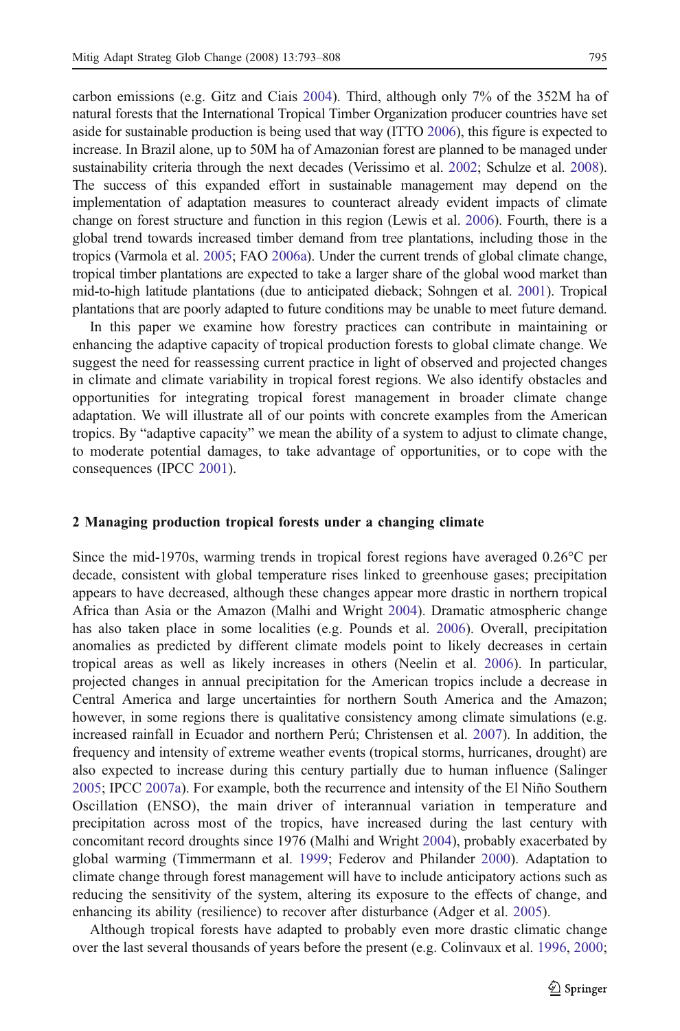carbon emissions (e.g. Gitz and Ciais 2004). Third, although only 7% of the 352M ha of natural forests that the International Tropical Timber Organization producer countries have set aside for sustainable production is being used that way (ITTO 2006), this figure is expected to increase. In Brazil alone, up to 50M ha of Amazonian forest are planned to be managed under sustainability criteria through the next decades (Verissimo et al. 2002; Schulze et al. 2008). The success of this expanded effort in sustainable management may depend on the implementation of adaptation measures to counteract already evident impacts of climate change on forest structure and function in this region (Lewis et al. 2006). Fourth, there is a global trend towards increased timber demand from tree plantations, including those in the tropics (Varmola et al. 2005; FAO 2006a). Under the current trends of global climate change, tropical timber plantations are expected to take a larger share of the global wood market than mid-to-high latitude plantations (due to anticipated dieback; Sohngen et al. 2001). Tropical plantations that are poorly adapted to future conditions may be unable to meet future demand.

In this paper we examine how forestry practices can contribute in maintaining or enhancing the adaptive capacity of tropical production forests to global climate change. We suggest the need for reassessing current practice in light of observed and projected changes in climate and climate variability in tropical forest regions. We also identify obstacles and opportunities for integrating tropical forest management in broader climate change adaptation. We will illustrate all of our points with concrete examples from the American tropics. By "adaptive capacity" we mean the ability of a system to adjust to climate change, to moderate potential damages, to take advantage of opportunities, or to cope with the consequences (IPCC 2001).

## 2 Managing production tropical forests under a changing climate

Since the mid-1970s, warming trends in tropical forest regions have averaged 0.26°C per decade, consistent with global temperature rises linked to greenhouse gases; precipitation appears to have decreased, although these changes appear more drastic in northern tropical Africa than Asia or the Amazon (Malhi and Wright 2004). Dramatic atmospheric change has also taken place in some localities (e.g. Pounds et al. 2006). Overall, precipitation anomalies as predicted by different climate models point to likely decreases in certain tropical areas as well as likely increases in others (Neelin et al. 2006). In particular, projected changes in annual precipitation for the American tropics include a decrease in Central America and large uncertainties for northern South America and the Amazon; however, in some regions there is qualitative consistency among climate simulations (e.g. increased rainfall in Ecuador and northern Perú; Christensen et al. 2007). In addition, the frequency and intensity of extreme weather events (tropical storms, hurricanes, drought) are also expected to increase during this century partially due to human influence (Salinger 2005; IPCC 2007a). For example, both the recurrence and intensity of the El Niño Southern Oscillation (ENSO), the main driver of interannual variation in temperature and precipitation across most of the tropics, have increased during the last century with concomitant record droughts since 1976 (Malhi and Wright 2004), probably exacerbated by global warming (Timmermann et al. 1999; Federov and Philander 2000). Adaptation to climate change through forest management will have to include anticipatory actions such as reducing the sensitivity of the system, altering its exposure to the effects of change, and enhancing its ability (resilience) to recover after disturbance (Adger et al. 2005).

Although tropical forests have adapted to probably even more drastic climatic change over the last several thousands of years before the present (e.g. Colinvaux et al. 1996, 2000;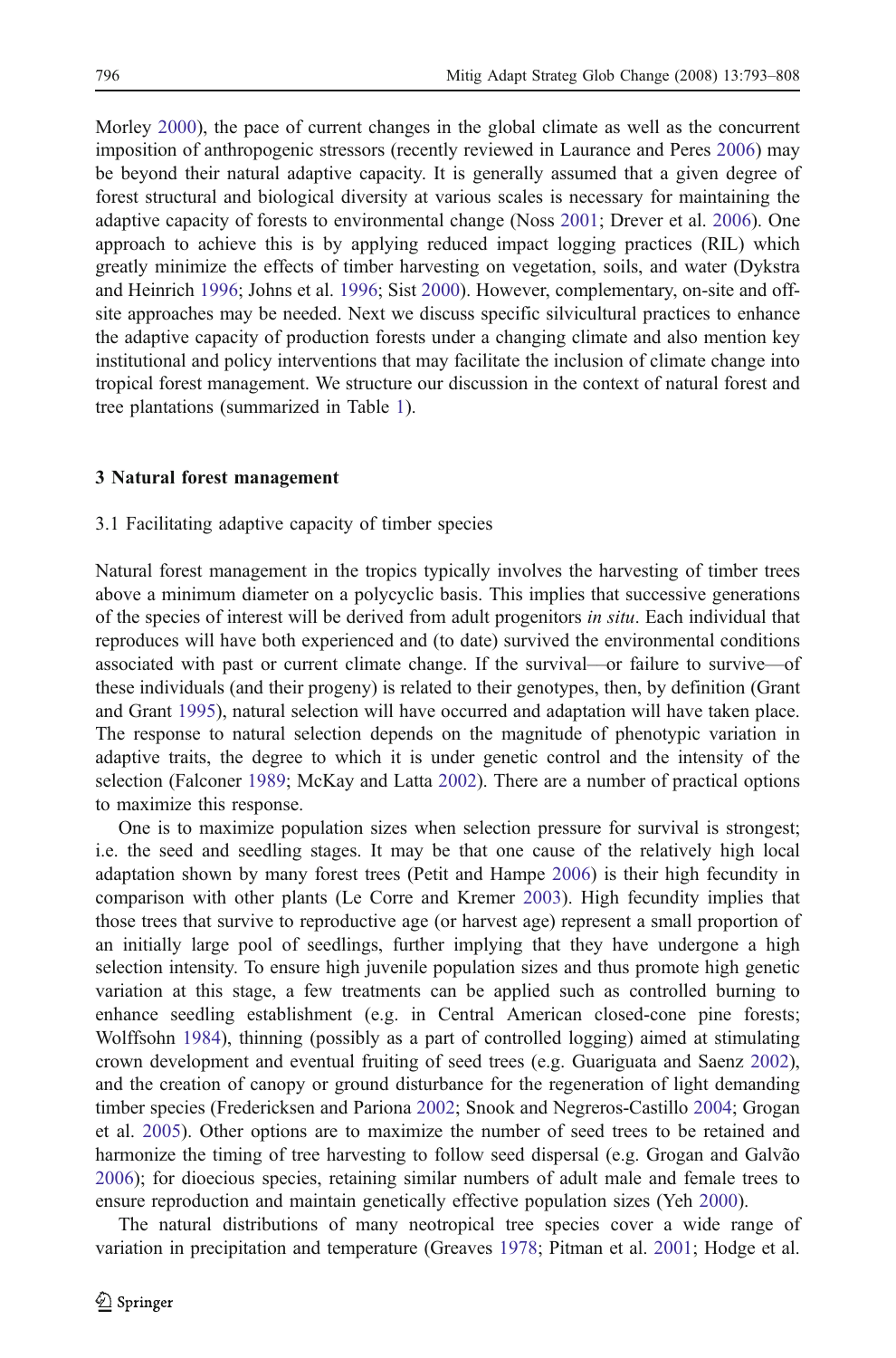Morley 2000), the pace of current changes in the global climate as well as the concurrent imposition of anthropogenic stressors (recently reviewed in Laurance and Peres 2006) may be beyond their natural adaptive capacity. It is generally assumed that a given degree of forest structural and biological diversity at various scales is necessary for maintaining the adaptive capacity of forests to environmental change (Noss 2001; Drever et al. 2006). One approach to achieve this is by applying reduced impact logging practices (RIL) which greatly minimize the effects of timber harvesting on vegetation, soils, and water (Dykstra and Heinrich 1996; Johns et al. 1996; Sist 2000). However, complementary, on-site and off-site approaches may be needed. Next we discuss specific silvicultural practices to enhance the adaptive capacity of production forests under a changing climate and also mention key institutional and policy interventions that may facilitate the inclusion of climate change into tropical forest management. We structure our discussion in the context of natural forest and tree plantations (summarized in Table 1).

## 3 Natural forest management

### 3.1 Facilitating adaptive capacity of timber species

Natural forest management in the tropics typically involves the harvesting of timber trees above a minimum diameter on a polycyclic basis. This implies that successive generations of the species of interest will be derived from adult progenitors *in situ*. Each individual that reproduces will have both experienced and (to date) survived the environmental conditions associated with past or current climate change. If the survival—or failure to survive—of these individuals (and their progeny) is related to their genotypes, then, by definition (Grant and Grant 1995), natural selection will have occurred and adaptation will have taken place. The response to natural selection depends on the magnitude of phenotypic variation in adaptive traits, the degree to which it is under genetic control and the intensity of the selection (Falconer 1989; McKay and Latta 2002). There are a number of practical options to maximize this response.

One is to maximize population sizes when selection pressure for survival is strongest; i.e. the seed and seedling stages. It may be that one cause of the relatively high local adaptation shown by many forest trees (Petit and Hampe 2006) is their high fecundity in comparison with other plants (Le Corre and Kremer 2003). High fecundity implies that those trees that survive to reproductive age (or harvest age) represent a small proportion of an initially large pool of seedlings, further implying that they have undergone a high selection intensity. To ensure high juvenile population sizes and thus promote high genetic variation at this stage, a few treatments can be applied such as controlled burning to enhance seedling establishment (e.g. in Central American closed-cone pine forests; Wolffsohn 1984), thinning (possibly as a part of controlled logging) aimed at stimulating crown development and eventual fruiting of seed trees (e.g. Guariguata and Saenz 2002), and the creation of canopy or ground disturbance for the regeneration of light demanding timber species (Fredericksen and Pariona 2002; Snook and Negreros-Castillo 2004; Grogan et al. 2005). Other options are to maximize the number of seed trees to be retained and harmonize the timing of tree harvesting to follow seed dispersal (e.g. Grogan and Galvão 2006); for dioecious species, retaining similar numbers of adult male and female trees to ensure reproduction and maintain genetically effective population sizes (Yeh 2000).

The natural distributions of many neotropical tree species cover a wide range of variation in precipitation and temperature (Greaves 1978; Pitman et al. 2001; Hodge et al.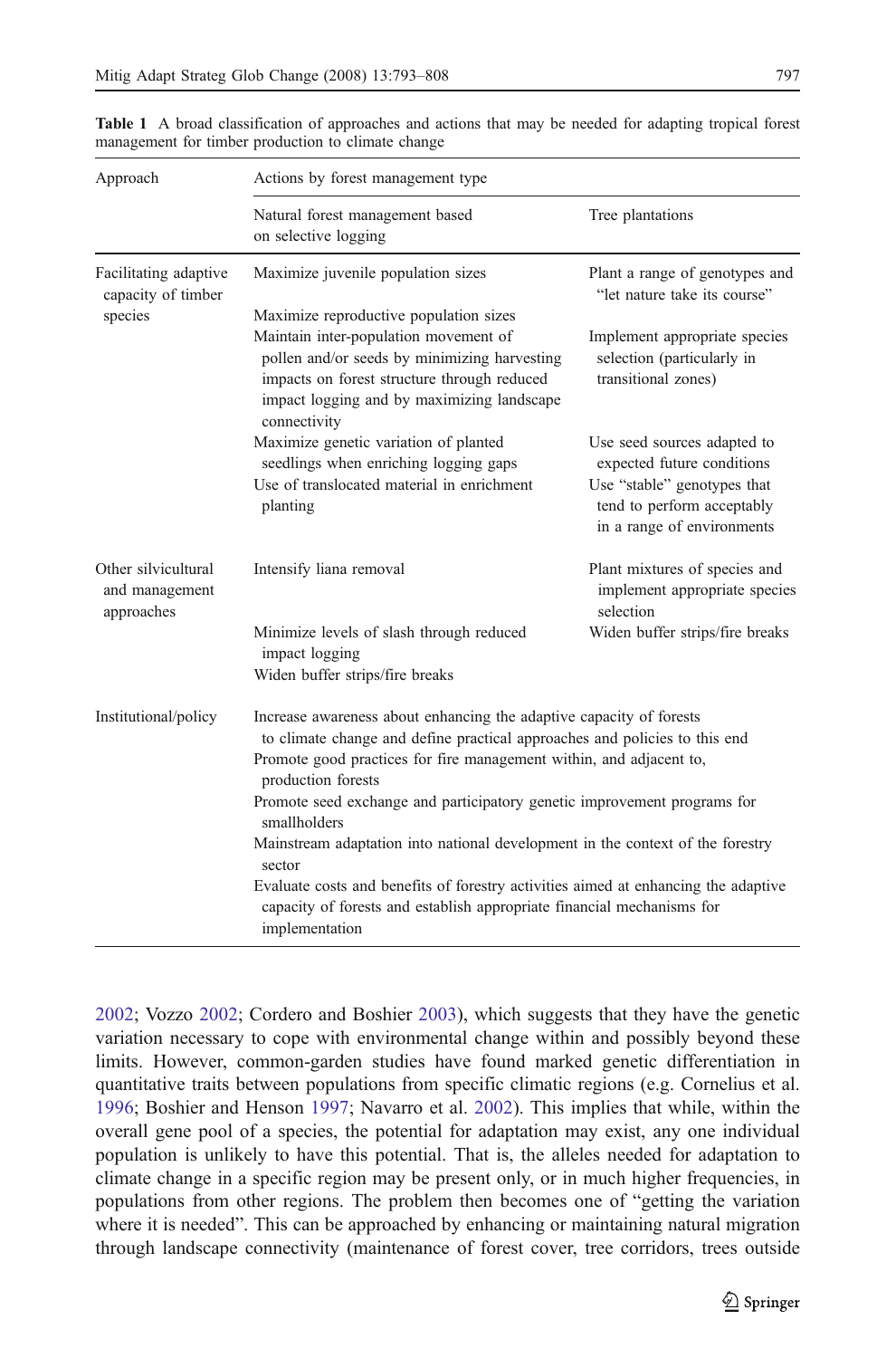**Table 1** A broad classification of approaches and actions that may be needed for adapting tropical forest management for timber production to climate change

| Approach | Actions by forest management type | |
|---|---|---|
| | Natural forest management based on selective logging | Tree plantations |
| Facilitating adaptive capacity of timber species | Maximize juvenile population sizes | Plant a range of genotypes and "let nature take its course" |
| | Maximize reproductive population sizes | |
| | Maintain inter-population movement of pollen and/or seeds by minimizing harvesting impacts on forest structure through reduced impact logging and by maximizing landscape connectivity | Implement appropriate species selection (particularly in transitional zones) |
| | Maximize genetic variation of planted seedlings when enriching logging gaps | Use seed sources adapted to expected future conditions |
| | Use of translocated material in enrichment planting | Use "stable" genotypes that tend to perform acceptably in a range of environments |
| Other silvicultural and management approaches | Intensify liana removal | Plant mixtures of species and implement appropriate species selection |
| | Minimize levels of slash through reduced impact logging | Widen buffer strips/fire breaks |
| | Widen buffer strips/fire breaks | |
| Institutional/policy | Increase awareness about enhancing the adaptive capacity of forests to climate change and define practical approaches and policies to this end | |
| | Promote good practices for fire management within, and adjacent to, production forests | |
| | Promote seed exchange and participatory genetic improvement programs for smallholders | |
| | Mainstream adaptation into national development in the context of the forestry sector | |
| | Evaluate costs and benefits of forestry activities aimed at enhancing the adaptive capacity of forests and establish appropriate financial mechanisms for implementation | |

2002; Vozzo 2002; Cordero and Boshier 2003), which suggests that they have the genetic variation necessary to cope with environmental change within and possibly beyond these limits. However, common-garden studies have found marked genetic differentiation in quantitative traits between populations from specific climatic regions (e.g. Cornelius et al. 1996; Boshier and Henson 1997; Navarro et al. 2002). This implies that while, within the overall gene pool of a species, the potential for adaptation may exist, any one individual population is unlikely to have this potential. That is, the alleles needed for adaptation to climate change in a specific region may be present only, or in much higher frequencies, in populations from other regions. The problem then becomes one of "getting the variation where it is needed". This can be approached by enhancing or maintaining natural migration through landscape connectivity (maintenance of forest cover, tree corridors, trees outside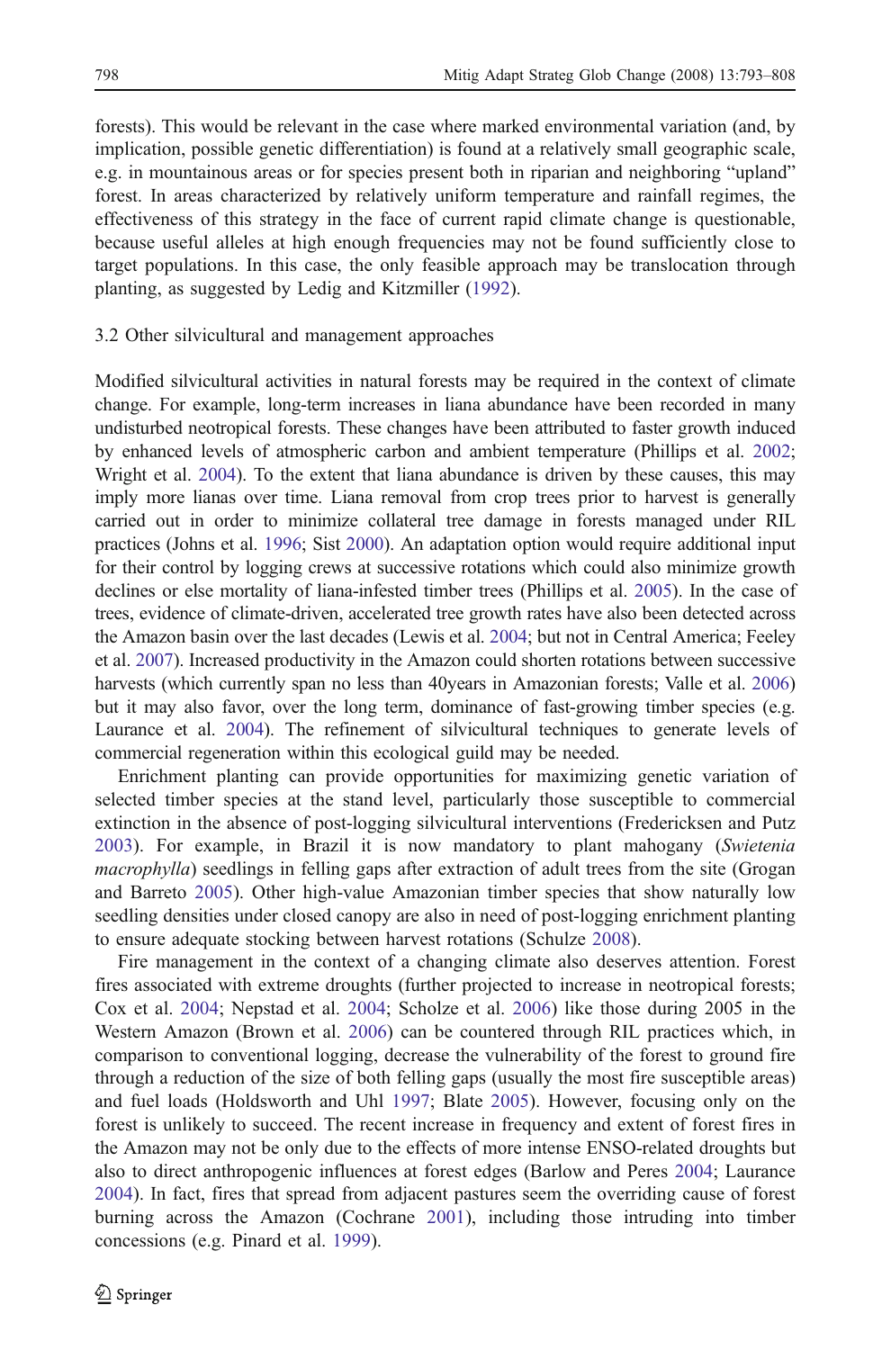forests). This would be relevant in the case where marked environmental variation (and, by implication, possible genetic differentiation) is found at a relatively small geographic scale, e.g. in mountainous areas or for species present both in riparian and neighboring "upland" forest. In areas characterized by relatively uniform temperature and rainfall regimes, the effectiveness of this strategy in the face of current rapid climate change is questionable, because useful alleles at high enough frequencies may not be found sufficiently close to target populations. In this case, the only feasible approach may be translocation through planting, as suggested by Ledig and Kitzmiller (1992).

### 3.2 Other silvicultural and management approaches

Modified silvicultural activities in natural forests may be required in the context of climate change. For example, long-term increases in liana abundance have been recorded in many undisturbed neotropical forests. These changes have been attributed to faster growth induced by enhanced levels of atmospheric carbon and ambient temperature (Phillips et al. 2002; Wright et al. 2004). To the extent that liana abundance is driven by these causes, this may imply more lianas over time. Liana removal from crop trees prior to harvest is generally carried out in order to minimize collateral tree damage in forests managed under RIL practices (Johns et al. 1996; Sist 2000). An adaptation option would require additional input for their control by logging crews at successive rotations which could also minimize growth declines or else mortality of liana-infested timber trees (Phillips et al. 2005). In the case of trees, evidence of climate-driven, accelerated tree growth rates have also been detected across the Amazon basin over the last decades (Lewis et al. 2004; but not in Central America; Feeley et al. 2007). Increased productivity in the Amazon could shorten rotations between successive harvests (which currently span no less than 40years in Amazonian forests; Valle et al. 2006) but it may also favor, over the long term, dominance of fast-growing timber species (e.g. Laurance et al. 2004). The refinement of silvicultural techniques to generate levels of commercial regeneration within this ecological guild may be needed.

Enrichment planting can provide opportunities for maximizing genetic variation of selected timber species at the stand level, particularly those susceptible to commercial extinction in the absence of post-logging silvicultural interventions (Fredericksen and Putz 2003). For example, in Brazil it is now mandatory to plant mahogany (*Swietenia macrophylla*) seedlings in felling gaps after extraction of adult trees from the site (Grogan and Barreto 2005). Other high-value Amazonian timber species that show naturally low seedling densities under closed canopy are also in need of post-logging enrichment planting to ensure adequate stocking between harvest rotations (Schulze 2008).

Fire management in the context of a changing climate also deserves attention. Forest fires associated with extreme droughts (further projected to increase in neotropical forests; Cox et al. 2004; Nepstad et al. 2004; Scholze et al. 2006) like those during 2005 in the Western Amazon (Brown et al. 2006) can be countered through RIL practices which, in comparison to conventional logging, decrease the vulnerability of the forest to ground fire through a reduction of the size of both felling gaps (usually the most fire susceptible areas) and fuel loads (Holdsworth and Uhl 1997; Blate 2005). However, focusing only on the forest is unlikely to succeed. The recent increase in frequency and extent of forest fires in the Amazon may not be only due to the effects of more intense ENSO-related droughts but also to direct anthropogenic influences at forest edges (Barlow and Peres 2004; Laurance 2004). In fact, fires that spread from adjacent pastures seem the overriding cause of forest burning across the Amazon (Cochrane 2001), including those intruding into timber concessions (e.g. Pinard et al. 1999).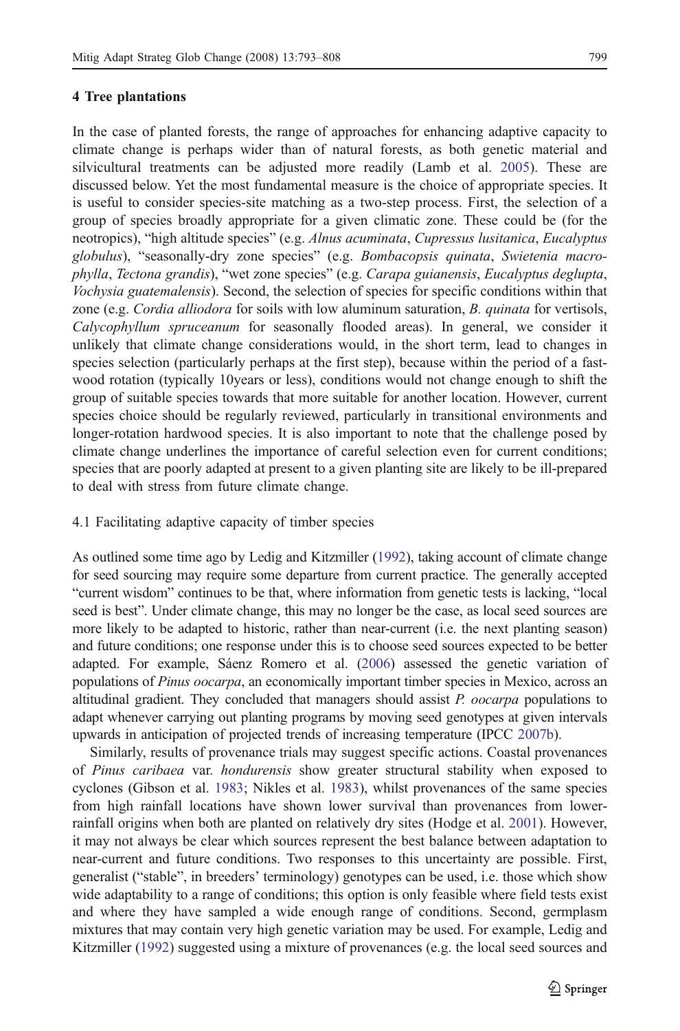## 4 Tree plantations

In the case of planted forests, the range of approaches for enhancing adaptive capacity to climate change is perhaps wider than of natural forests, as both genetic material and silvicultural treatments can be adjusted more readily (Lamb et al. 2005). These are discussed below. Yet the most fundamental measure is the choice of appropriate species. It is useful to consider species-site matching as a two-step process. First, the selection of a group of species broadly appropriate for a given climatic zone. These could be (for the neotropics), "high altitude species" (e.g. *Alnus acuminata*, *Cupressus lusitanica*, *Eucalyptus globulus*), "seasonally-dry zone species" (e.g. *Bombacopsis quinata*, *Swietenia macrophylla*, *Tectona grandis*), "wet zone species" (e.g. *Carapa guianensis*, *Eucalyptus deglupta*, *Vochysia guatemalensis*). Second, the selection of species for specific conditions within that zone (e.g. *Cordia alliodora* for soils with low aluminum saturation, *B. quinata* for vertisols, *Calycophyllum spruceanum* for seasonally flooded areas). In general, we consider it unlikely that climate change considerations would, in the short term, lead to changes in species selection (particularly perhaps at the first step), because within the period of a fast-wood rotation (typically 10years or less), conditions would not change enough to shift the group of suitable species towards that more suitable for another location. However, current species choice should be regularly reviewed, particularly in transitional environments and longer-rotation hardwood species. It is also important to note that the challenge posed by climate change underlines the importance of careful selection even for current conditions; species that are poorly adapted at present to a given planting site are likely to be ill-prepared to deal with stress from future climate change.

### 4.1 Facilitating adaptive capacity of timber species

As outlined some time ago by Ledig and Kitzmiller (1992), taking account of climate change for seed sourcing may require some departure from current practice. The generally accepted "current wisdom" continues to be that, where information from genetic tests is lacking, "local seed is best". Under climate change, this may no longer be the case, as local seed sources are more likely to be adapted to historic, rather than near-current (i.e. the next planting season) and future conditions; one response under this is to choose seed sources expected to be better adapted. For example, Sáenz Romero et al. (2006) assessed the genetic variation of populations of *Pinus oocarpa*, an economically important timber species in Mexico, across an altitudinal gradient. They concluded that managers should assist *P. oocarpa* populations to adapt whenever carrying out planting programs by moving seed genotypes at given intervals upwards in anticipation of projected trends of increasing temperature (IPCC 2007b).

Similarly, results of provenance trials may suggest specific actions. Coastal provenances of *Pinus caribaea* var. *hondurensis* show greater structural stability when exposed to cyclones (Gibson et al. 1983; Nikles et al. 1983), whilst provenances of the same species from high rainfall locations have shown lower survival than provenances from lower-rainfall origins when both are planted on relatively dry sites (Hodge et al. 2001). However, it may not always be clear which sources represent the best balance between adaptation to near-current and future conditions. Two responses to this uncertainty are possible. First, generalist ("stable", in breeders' terminology) genotypes can be used, i.e. those which show wide adaptability to a range of conditions; this option is only feasible where field tests exist and where they have sampled a wide enough range of conditions. Second, germplasm mixtures that may contain very high genetic variation may be used. For example, Ledig and Kitzmiller (1992) suggested using a mixture of provenances (e.g. the local seed sources and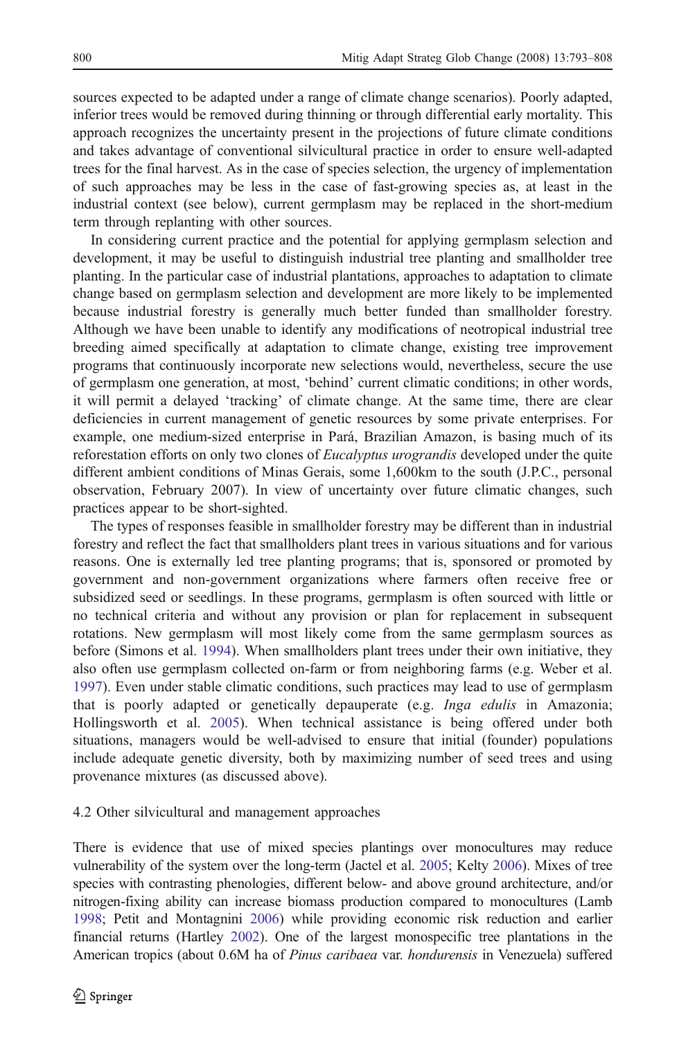sources expected to be adapted under a range of climate change scenarios). Poorly adapted, inferior trees would be removed during thinning or through differential early mortality. This approach recognizes the uncertainty present in the projections of future climate conditions and takes advantage of conventional silvicultural practice in order to ensure well-adapted trees for the final harvest. As in the case of species selection, the urgency of implementation of such approaches may be less in the case of fast-growing species as, at least in the industrial context (see below), current germplasm may be replaced in the short-medium term through replanting with other sources.

In considering current practice and the potential for applying germplasm selection and development, it may be useful to distinguish industrial tree planting and smallholder tree planting. In the particular case of industrial plantations, approaches to adaptation to climate change based on germplasm selection and development are more likely to be implemented because industrial forestry is generally much better funded than smallholder forestry. Although we have been unable to identify any modifications of neotropical industrial tree breeding aimed specifically at adaptation to climate change, existing tree improvement programs that continuously incorporate new selections would, nevertheless, secure the use of germplasm one generation, at most, 'behind' current climatic conditions; in other words, it will permit a delayed 'tracking' of climate change. At the same time, there are clear deficiencies in current management of genetic resources by some private enterprises. For example, one medium-sized enterprise in Pará, Brazilian Amazon, is basing much of its reforestation efforts on only two clones of *Eucalyptus urograndis* developed under the quite different ambient conditions of Minas Gerais, some 1,600km to the south (J.P.C., personal observation, February 2007). In view of uncertainty over future climatic changes, such practices appear to be short-sighted.

The types of responses feasible in smallholder forestry may be different than in industrial forestry and reflect the fact that smallholders plant trees in various situations and for various reasons. One is externally led tree planting programs; that is, sponsored or promoted by government and non-government organizations where farmers often receive free or subsidized seed or seedlings. In these programs, germplasm is often sourced with little or no technical criteria and without any provision or plan for replacement in subsequent rotations. New germplasm will most likely come from the same germplasm sources as before (Simons et al. 1994). When smallholders plant trees under their own initiative, they also often use germplasm collected on-farm or from neighboring farms (e.g. Weber et al. 1997). Even under stable climatic conditions, such practices may lead to use of germplasm that is poorly adapted or genetically depauperate (e.g. *Inga edulis* in Amazonia; Hollingsworth et al. 2005). When technical assistance is being offered under both situations, managers would be well-advised to ensure that initial (founder) populations include adequate genetic diversity, both by maximizing number of seed trees and using provenance mixtures (as discussed above).

### 4.2 Other silvicultural and management approaches

There is evidence that use of mixed species plantings over monocultures may reduce vulnerability of the system over the long-term (Jactel et al. 2005; Kelty 2006). Mixes of tree species with contrasting phenologies, different below- and above ground architecture, and/or nitrogen-fixing ability can increase biomass production compared to monocultures (Lamb 1998; Petit and Montagnini 2006) while providing economic risk reduction and earlier financial returns (Hartley 2002). One of the largest monospecific tree plantations in the American tropics (about 0.6M ha of *Pinus caribaea* var. *hondurensis* in Venezuela) suffered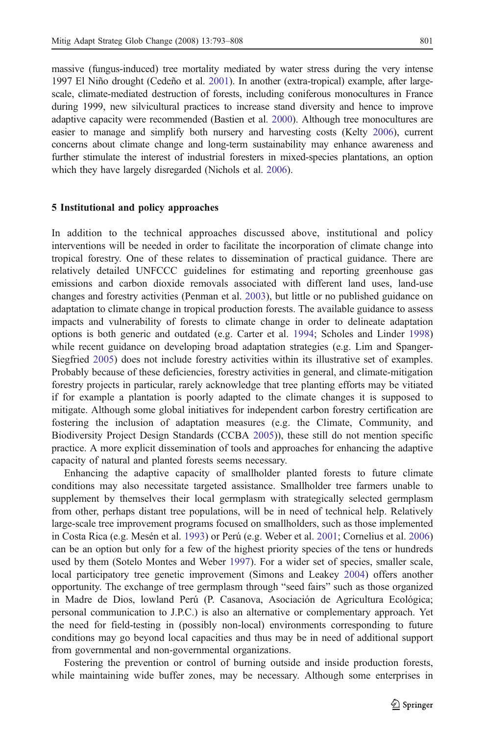massive (fungus-induced) tree mortality mediated by water stress during the very intense 1997 El Niño drought (Cedeño et al. 2001). In another (extra-tropical) example, after large-scale, climate-mediated destruction of forests, including coniferous monocultures in France during 1999, new silvicultural practices to increase stand diversity and hence to improve adaptive capacity were recommended (Bastien et al. 2000). Although tree monocultures are easier to manage and simplify both nursery and harvesting costs (Kelty 2006), current concerns about climate change and long-term sustainability may enhance awareness and further stimulate the interest of industrial foresters in mixed-species plantations, an option which they have largely disregarded (Nichols et al. 2006).

## 5 Institutional and policy approaches

In addition to the technical approaches discussed above, institutional and policy interventions will be needed in order to facilitate the incorporation of climate change into tropical forestry. One of these relates to dissemination of practical guidance. There are relatively detailed UNFCCC guidelines for estimating and reporting greenhouse gas emissions and carbon dioxide removals associated with different land uses, land-use changes and forestry activities (Penman et al. 2003), but little or no published guidance on adaptation to climate change in tropical production forests. The available guidance to assess impacts and vulnerability of forests to climate change in order to delineate adaptation options is both generic and outdated (e.g. Carter et al. 1994; Scholes and Linder 1998) while recent guidance on developing broad adaptation strategies (e.g. Lim and Spanger-Siegfried 2005) does not include forestry activities within its illustrative set of examples. Probably because of these deficiencies, forestry activities in general, and climate-mitigation forestry projects in particular, rarely acknowledge that tree planting efforts may be vitiated if for example a plantation is poorly adapted to the climate changes it is supposed to mitigate. Although some global initiatives for independent carbon forestry certification are fostering the inclusion of adaptation measures (e.g. the Climate, Community, and Biodiversity Project Design Standards (CCBA 2005)), these still do not mention specific practice. A more explicit dissemination of tools and approaches for enhancing the adaptive capacity of natural and planted forests seems necessary.

Enhancing the adaptive capacity of smallholder planted forests to future climate conditions may also necessitate targeted assistance. Smallholder tree farmers unable to supplement by themselves their local germplasm with strategically selected germplasm from other, perhaps distant tree populations, will be in need of technical help. Relatively large-scale tree improvement programs focused on smallholders, such as those implemented in Costa Rica (e.g. Mesén et al. 1993) or Perú (e.g. Weber et al. 2001; Cornelius et al. 2006) can be an option but only for a few of the highest priority species of the tens or hundreds used by them (Sotelo Montes and Weber 1997). For a wider set of species, smaller scale, local participatory tree genetic improvement (Simons and Leakey 2004) offers another opportunity. The exchange of tree germplasm through "seed fairs" such as those organized in Madre de Dios, lowland Perú (P. Casanova, Asociación de Agricultura Ecológica; personal communication to J.P.C.) is also an alternative or complementary approach. Yet the need for field-testing in (possibly non-local) environments corresponding to future conditions may go beyond local capacities and thus may be in need of additional support from governmental and non-governmental organizations.

Fostering the prevention or control of burning outside and inside production forests, while maintaining wide buffer zones, may be necessary. Although some enterprises in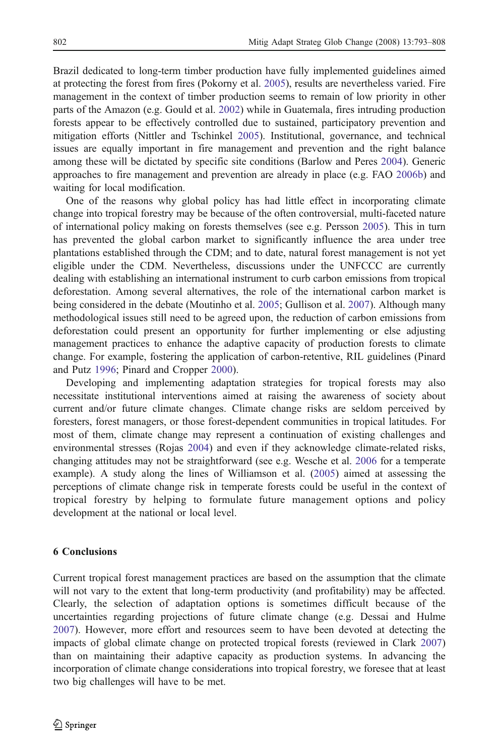Brazil dedicated to long-term timber production have fully implemented guidelines aimed at protecting the forest from fires (Pokorny et al. 2005), results are nevertheless varied. Fire management in the context of timber production seems to remain of low priority in other parts of the Amazon (e.g. Gould et al. 2002) while in Guatemala, fires intruding production forests appear to be effectively controlled due to sustained, participatory prevention and mitigation efforts (Nittler and Tschinkel 2005). Institutional, governance, and technical issues are equally important in fire management and prevention and the right balance among these will be dictated by specific site conditions (Barlow and Peres 2004). Generic approaches to fire management and prevention are already in place (e.g. FAO 2006b) and waiting for local modification.

One of the reasons why global policy has had little effect in incorporating climate change into tropical forestry may be because of the often controversial, multi-faceted nature of international policy making on forests themselves (see e.g. Persson 2005). This in turn has prevented the global carbon market to significantly influence the area under tree plantations established through the CDM; and to date, natural forest management is not yet eligible under the CDM. Nevertheless, discussions under the UNFCCC are currently dealing with establishing an international instrument to curb carbon emissions from tropical deforestation. Among several alternatives, the role of the international carbon market is being considered in the debate (Moutinho et al. 2005; Gullison et al. 2007). Although many methodological issues still need to be agreed upon, the reduction of carbon emissions from deforestation could present an opportunity for further implementing or else adjusting management practices to enhance the adaptive capacity of production forests to climate change. For example, fostering the application of carbon-retentive, RIL guidelines (Pinard and Putz 1996; Pinard and Cropper 2000).

Developing and implementing adaptation strategies for tropical forests may also necessitate institutional interventions aimed at raising the awareness of society about current and/or future climate changes. Climate change risks are seldom perceived by foresters, forest managers, or those forest-dependent communities in tropical latitudes. For most of them, climate change may represent a continuation of existing challenges and environmental stresses (Rojas 2004) and even if they acknowledge climate-related risks, changing attitudes may not be straightforward (see e.g. Wesche et al. 2006 for a temperate example). A study along the lines of Williamson et al. (2005) aimed at assessing the perceptions of climate change risk in temperate forests could be useful in the context of tropical forestry by helping to formulate future management options and policy development at the national or local level.

## 6 Conclusions

Current tropical forest management practices are based on the assumption that the climate will not vary to the extent that long-term productivity (and profitability) may be affected. Clearly, the selection of adaptation options is sometimes difficult because of the uncertainties regarding projections of future climate change (e.g. Dessai and Hulme 2007). However, more effort and resources seem to have been devoted at detecting the impacts of global climate change on protected tropical forests (reviewed in Clark 2007) than on maintaining their adaptive capacity as production systems. In advancing the incorporation of climate change considerations into tropical forestry, we foresee that at least two big challenges will have to be met.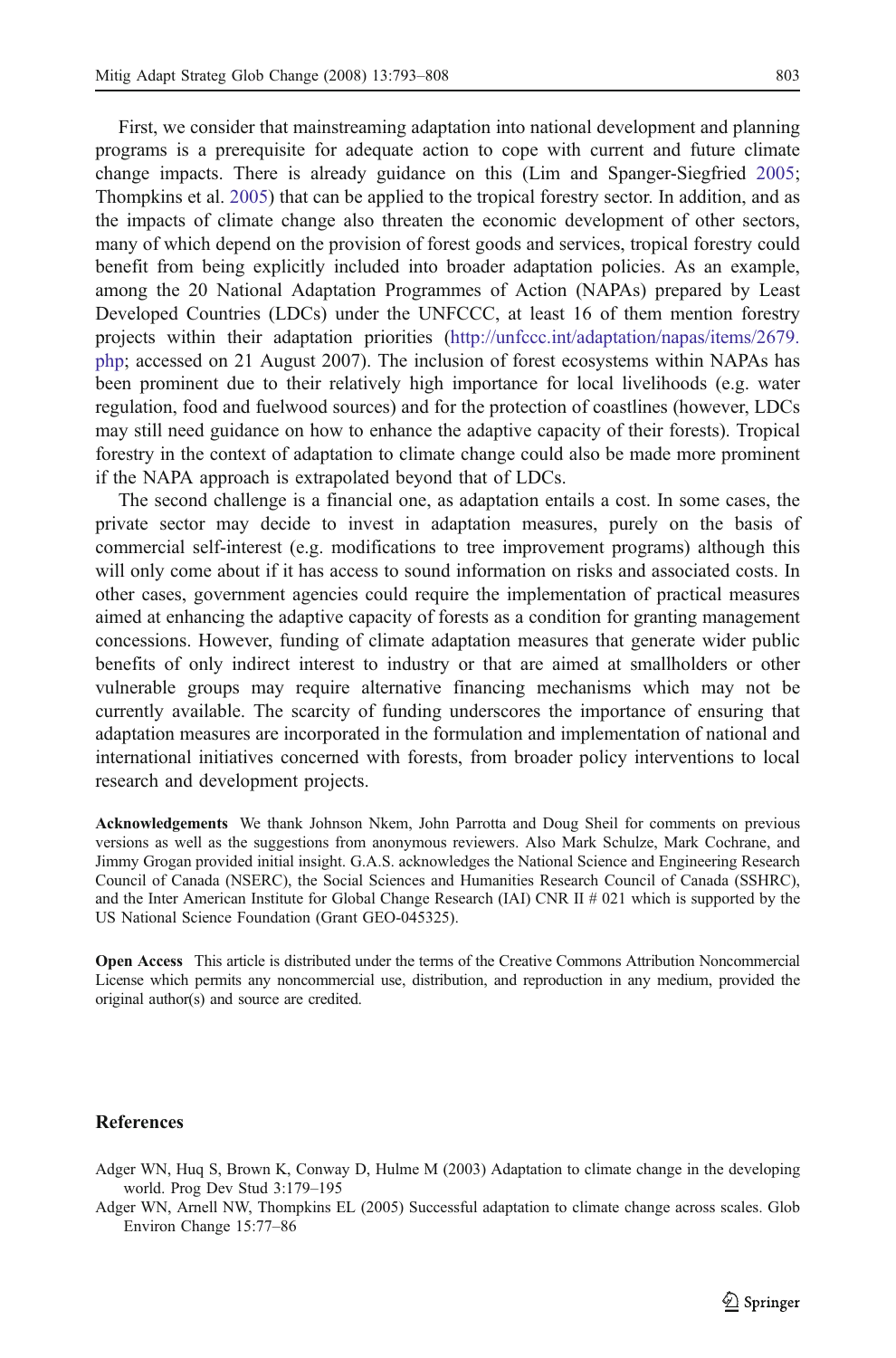First, we consider that mainstreaming adaptation into national development and planning programs is a prerequisite for adequate action to cope with current and future climate change impacts. There is already guidance on this (Lim and Spanger-Siegfried 2005; Thompkins et al. 2005) that can be applied to the tropical forestry sector. In addition, and as the impacts of climate change also threaten the economic development of other sectors, many of which depend on the provision of forest goods and services, tropical forestry could benefit from being explicitly included into broader adaptation policies. As an example, among the 20 National Adaptation Programmes of Action (NAPAs) prepared by Least Developed Countries (LDCs) under the UNFCCC, at least 16 of them mention forestry projects within their adaptation priorities (http://unfccc.int/adaptation/napas/items/2679.php; accessed on 21 August 2007). The inclusion of forest ecosystems within NAPAs has been prominent due to their relatively high importance for local livelihoods (e.g. water regulation, food and fuelwood sources) and for the protection of coastlines (however, LDCs may still need guidance on how to enhance the adaptive capacity of their forests). Tropical forestry in the context of adaptation to climate change could also be made more prominent if the NAPA approach is extrapolated beyond that of LDCs.

The second challenge is a financial one, as adaptation entails a cost. In some cases, the private sector may decide to invest in adaptation measures, purely on the basis of commercial self-interest (e.g. modifications to tree improvement programs) although this will only come about if it has access to sound information on risks and associated costs. In other cases, government agencies could require the implementation of practical measures aimed at enhancing the adaptive capacity of forests as a condition for granting management concessions. However, funding of climate adaptation measures that generate wider public benefits of only indirect interest to industry or that are aimed at smallholders or other vulnerable groups may require alternative financing mechanisms which may not be currently available. The scarcity of funding underscores the importance of ensuring that adaptation measures are incorporated in the formulation and implementation of national and international initiatives concerned with forests, from broader policy interventions to local research and development projects.

**Acknowledgements** We thank Johnson Nkem, John Parrotta and Doug Sheil for comments on previous versions as well as the suggestions from anonymous reviewers. Also Mark Schulze, Mark Cochrane, and Jimmy Grogan provided initial insight. G.A.S. acknowledges the National Science and Engineering Research Council of Canada (NSERC), the Social Sciences and Humanities Research Council of Canada (SSHRC), and the Inter American Institute for Global Change Research (IAI) CNR II # 021 which is supported by the US National Science Foundation (Grant GEO-045325).

**Open Access** This article is distributed under the terms of the Creative Commons Attribution Noncommercial License which permits any noncommercial use, distribution, and reproduction in any medium, provided the original author(s) and source are credited.

## References

Adger WN, Huq S, Brown K, Conway D, Hulme M (2003) Adaptation to climate change in the developing world. Prog Dev Stud 3:179–195

Adger WN, Arnell NW, Thompkins EL (2005) Successful adaptation to climate change across scales. Glob Environ Change 15:77–86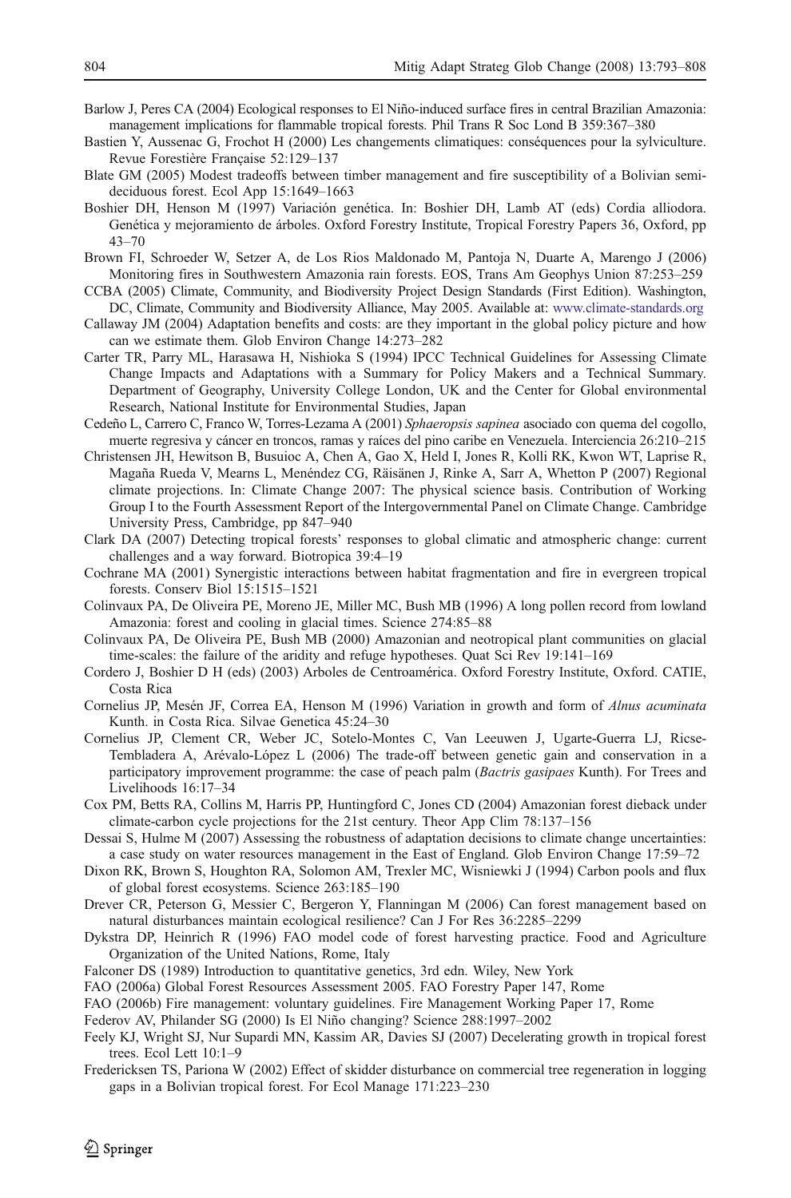Barlow J, Peres CA (2004) Ecological responses to El Niño-induced surface fires in central Brazilian Amazonia: management implications for flammable tropical forests. Phil Trans R Soc Lond B 359:367–380

Bastien Y, Aussenac G, Frochot H (2000) Les changements climatiques: conséquences pour la sylviculture. Revue Forestière Française 52:129–137

Blate GM (2005) Modest tradeoffs between timber management and fire susceptibility of a Bolivian semi-deciduous forest. Ecol App 15:1649–1663

Boshier DH, Henson M (1997) Variación genética. In: Boshier DH, Lamb AT (eds) Cordia alliodora. Genética y mejoramiento de árboles. Oxford Forestry Institute, Tropical Forestry Papers 36, Oxford, pp 43–70

Brown FI, Schroeder W, Setzer A, de Los Rios Maldonado M, Pantoja N, Duarte A, Marengo J (2006) Monitoring fires in Southwestern Amazonia rain forests. EOS, Trans Am Geophys Union 87:253–259

CCBA (2005) Climate, Community, and Biodiversity Project Design Standards (First Edition). Washington, DC, Climate, Community and Biodiversity Alliance, May 2005. Available at: www.climate-standards.org

Callaway JM (2004) Adaptation benefits and costs: are they important in the global policy picture and how can we estimate them. Glob Environ Change 14:273–282

Carter TR, Parry ML, Harasawa H, Nishioka S (1994) IPCC Technical Guidelines for Assessing Climate Change Impacts and Adaptations with a Summary for Policy Makers and a Technical Summary. Department of Geography, University College London, UK and the Center for Global environmental Research, National Institute for Environmental Studies, Japan

Cedeño L, Carrero C, Franco W, Torres-Lezama A (2001) *Sphaeropsis sapinea* asociado con quema del cogollo, muerte regresiva y cáncer en troncos, ramas y raíces del pino caribe en Venezuela. Interciencia 26:210–215

Christensen JH, Hewitson B, Busuioc A, Chen A, Gao X, Held I, Jones R, Kolli RK, Kwon WT, Laprise R, Magaña Rueda V, Mearns L, Menéndez CG, Räisänen J, Rinke A, Sarr A, Whetton P (2007) Regional climate projections. In: Climate Change 2007: The physical science basis. Contribution of Working Group I to the Fourth Assessment Report of the Intergovernmental Panel on Climate Change. Cambridge University Press, Cambridge, pp 847–940

Clark DA (2007) Detecting tropical forests' responses to global climatic and atmospheric change: current challenges and a way forward. Biotropica 39:4–19

Cochrane MA (2001) Synergistic interactions between habitat fragmentation and fire in evergreen tropical forests. Conserv Biol 15:1515–1521

Colinvaux PA, De Oliveira PE, Moreno JE, Miller MC, Bush MB (1996) A long pollen record from lowland Amazonia: forest and cooling in glacial times. Science 274:85–88

Colinvaux PA, De Oliveira PE, Bush MB (2000) Amazonian and neotropical plant communities on glacial time-scales: the failure of the aridity and refuge hypotheses. Quat Sci Rev 19:141–169

Cordero J, Boshier D H (eds) (2003) Arboles de Centroamérica. Oxford Forestry Institute, Oxford. CATIE, Costa Rica

Cornelius JP, Mesén JF, Correa EA, Henson M (1996) Variation in growth and form of *Alnus acuminata* Kunth. in Costa Rica. Silvae Genetica 45:24–30

Cornelius JP, Clement CR, Weber JC, Sotelo-Montes C, Van Leeuwen J, Ugarte-Guerra LJ, Ricse-Tembladera A, Arévalo-López L (2006) The trade-off between genetic gain and conservation in a participatory improvement programme: the case of peach palm (*Bactris gasipaes* Kunth). For Trees and Livelihoods 16:17–34

Cox PM, Betts RA, Collins M, Harris PP, Huntingford C, Jones CD (2004) Amazonian forest dieback under climate-carbon cycle projections for the 21st century. Theor App Clim 78:137–156

Dessai S, Hulme M (2007) Assessing the robustness of adaptation decisions to climate change uncertainties: a case study on water resources management in the East of England. Glob Environ Change 17:59–72

Dixon RK, Brown S, Houghton RA, Solomon AM, Trexler MC, Wisniewski J (1994) Carbon pools and flux of global forest ecosystems. Science 263:185–190

Drever CR, Peterson G, Messier C, Bergeron Y, Flanningan M (2006) Can forest management based on natural disturbances maintain ecological resilience? Can J For Res 36:2285–2299

Dykstra DP, Heinrich R (1996) FAO model code of forest harvesting practice. Food and Agriculture Organization of the United Nations, Rome, Italy

Falconer DS (1989) Introduction to quantitative genetics, 3rd edn. Wiley, New York

FAO (2006a) Global Forest Resources Assessment 2005. FAO Forestry Paper 147, Rome

FAO (2006b) Fire management: voluntary guidelines. Fire Management Working Paper 17, Rome

Federov AV, Philander SG (2000) Is El Niño changing? Science 288:1997–2002

Feely KJ, Wright SJ, Nur Supardi MN, Kassim AR, Davies SJ (2007) Decelerating growth in tropical forest trees. Ecol Lett 10:1–9

Fredericksen TS, Pariona W (2002) Effect of skidder disturbance on commercial tree regeneration in logging gaps in a Bolivian tropical forest. For Ecol Manage 171:223–230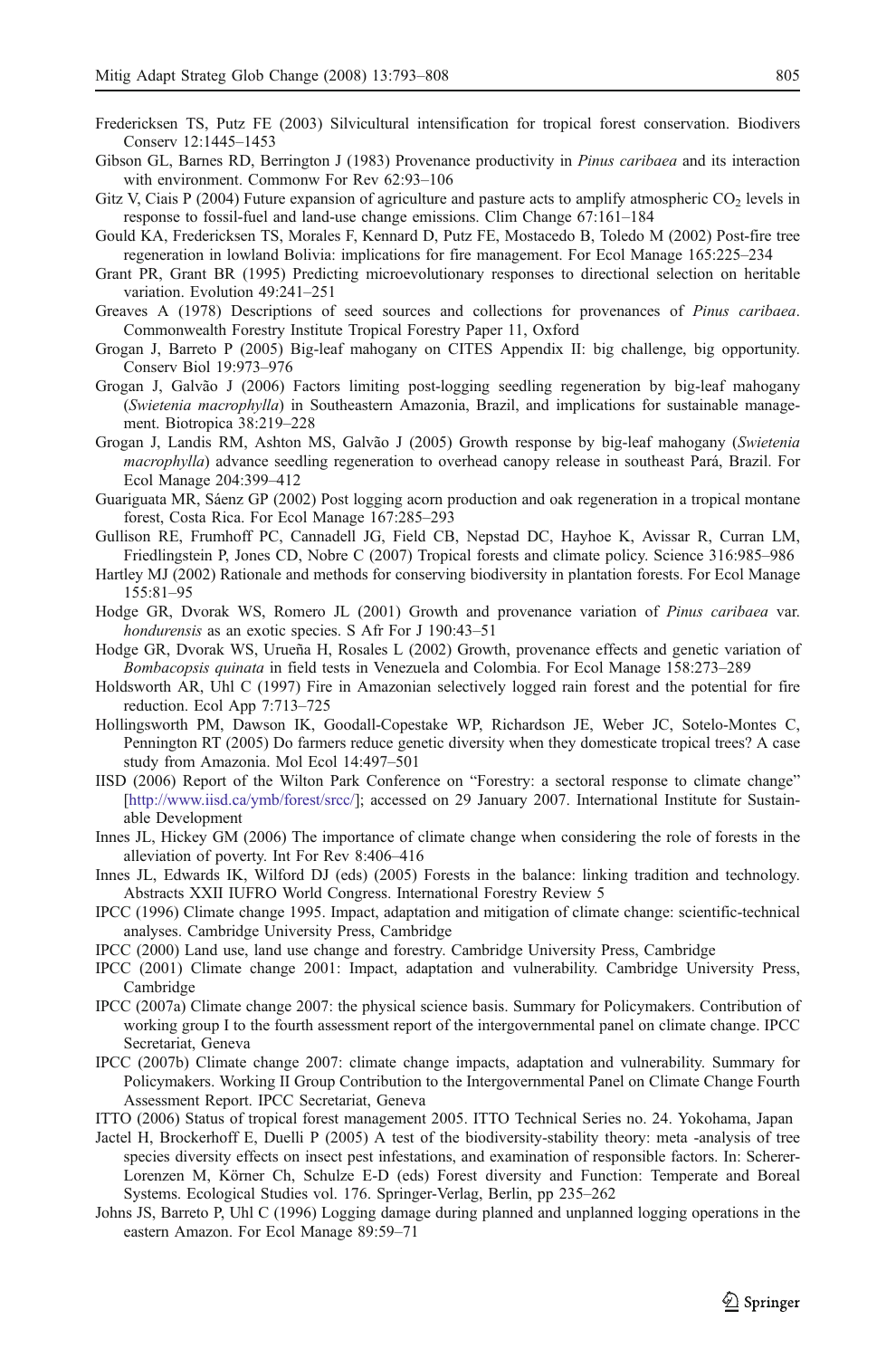Fredericksen TS, Putz FE (2003) Silvicultural intensification for tropical forest conservation. Biodivers Conserv 12:1445–1453

Gibson GL, Barnes RD, Berrington J (1983) Provenance productivity in *Pinus caribaea* and its interaction with environment. Commonw For Rev 62:93–106

Gitz V, Ciais P (2004) Future expansion of agriculture and pasture acts to amplify atmospheric $CO_2$ levels in response to fossil-fuel and land-use change emissions. Clim Change 67:161–184

Gould KA, Fredericksen TS, Morales F, Kennard D, Putz FE, Mostacedo B, Toledo M (2002) Post-fire tree regeneration in lowland Bolivia: implications for fire management. For Ecol Manage 165:225–234

Grant PR, Grant BR (1995) Predicting microevolutionary responses to directional selection on heritable variation. Evolution 49:241–251

Greaves A (1978) Descriptions of seed sources and collections for provenances of *Pinus caribaea*. Commonwealth Forestry Institute Tropical Forestry Paper 11, Oxford

Grogan J, Barreto P (2005) Big-leaf mahogany on CITES Appendix II: big challenge, big opportunity. Conserv Biol 19:973–976

Grogan J, Galvão J (2006) Factors limiting post-logging seedling regeneration by big-leaf mahogany (*Swietenia macrophylla*) in Southeastern Amazonia, Brazil, and implications for sustainable management. Biotropica 38:219–228

Grogan J, Landis RM, Ashton MS, Galvão J (2005) Growth response by big-leaf mahogany (*Swietenia macrophylla*) advance seedling regeneration to overhead canopy release in southeast Pará, Brazil. For Ecol Manage 204:399–412

Guariguata MR, Sáenz GP (2002) Post logging acorn production and oak regeneration in a tropical montane forest, Costa Rica. For Ecol Manage 167:285–293

Gullison RE, Frumhoff PC, Cannadell JG, Field CB, Nepstad DC, Hayhoe K, Avissar R, Curran LM, Friedlingstein P, Jones CD, Nobre C (2007) Tropical forests and climate policy. Science 316:985–986

Hartley MJ (2002) Rationale and methods for conserving biodiversity in plantation forests. For Ecol Manage 155:81–95

Hodge GR, Dvorak WS, Romero JL (2001) Growth and provenance variation of *Pinus caribaea* var. *hondurensis* as an exotic species. S Afr For J 190:43–51

Hodge GR, Dvorak WS, Urueña H, Rosales L (2002) Growth, provenance effects and genetic variation of *Bombacopsis quinata* in field tests in Venezuela and Colombia. For Ecol Manage 158:273–289

Holdsworth AR, Uhl C (1997) Fire in Amazonian selectively logged rain forest and the potential for fire reduction. Ecol App 7:713–725

Hollingsworth PM, Dawson IK, Goodall-Copestake WP, Richardson JE, Weber JC, Sotelo-Montes C, Pennington RT (2005) Do farmers reduce genetic diversity when they domesticate tropical trees? A case study from Amazonia. Mol Ecol 14:497–501

IISD (2006) Report of the Wilton Park Conference on "Forestry: a sectoral response to climate change" [http://www.iisd.ca/ymb/forest/srcc/]; accessed on 29 January 2007. International Institute for Sustainable Development

Innes JL, Hickey GM (2006) The importance of climate change when considering the role of forests in the alleviation of poverty. Int For Rev 8:406–416

Innes JL, Edwards IK, Wilford DJ (eds) (2005) Forests in the balance: linking tradition and technology. Abstracts XXII IUFRO World Congress. International Forestry Review 5

IPCC (1996) Climate change 1995. Impact, adaptation and mitigation of climate change: scientific-technical analyses. Cambridge University Press, Cambridge

IPCC (2000) Land use, land use change and forestry. Cambridge University Press, Cambridge

IPCC (2001) Climate change 2001: Impact, adaptation and vulnerability. Cambridge University Press, Cambridge

IPCC (2007a) Climate change 2007: the physical science basis. Summary for Policymakers. Contribution of working group I to the fourth assessment report of the intergovernmental panel on climate change. IPCC Secretariat, Geneva

IPCC (2007b) Climate change 2007: climate change impacts, adaptation and vulnerability. Summary for Policymakers. Working II Group Contribution to the Intergovernmental Panel on Climate Change Fourth Assessment Report. IPCC Secretariat, Geneva

ITTO (2006) Status of tropical forest management 2005. ITTO Technical Series no. 24. Yokohama, Japan

Jactel H, Brockerhoff E, Duelli P (2005) A test of the biodiversity-stability theory: meta -analysis of tree species diversity effects on insect pest infestations, and examination of responsible factors. In: Scherer-Lorenzen M, Körner Ch, Schulze E-D (eds) Forest diversity and Function: Temperate and Boreal Systems. Ecological Studies vol. 176. Springer-Verlag, Berlin, pp 235–262

Johns JS, Barreto P, Uhl C (1996) Logging damage during planned and unplanned logging operations in the eastern Amazon. For Ecol Manage 89:59–71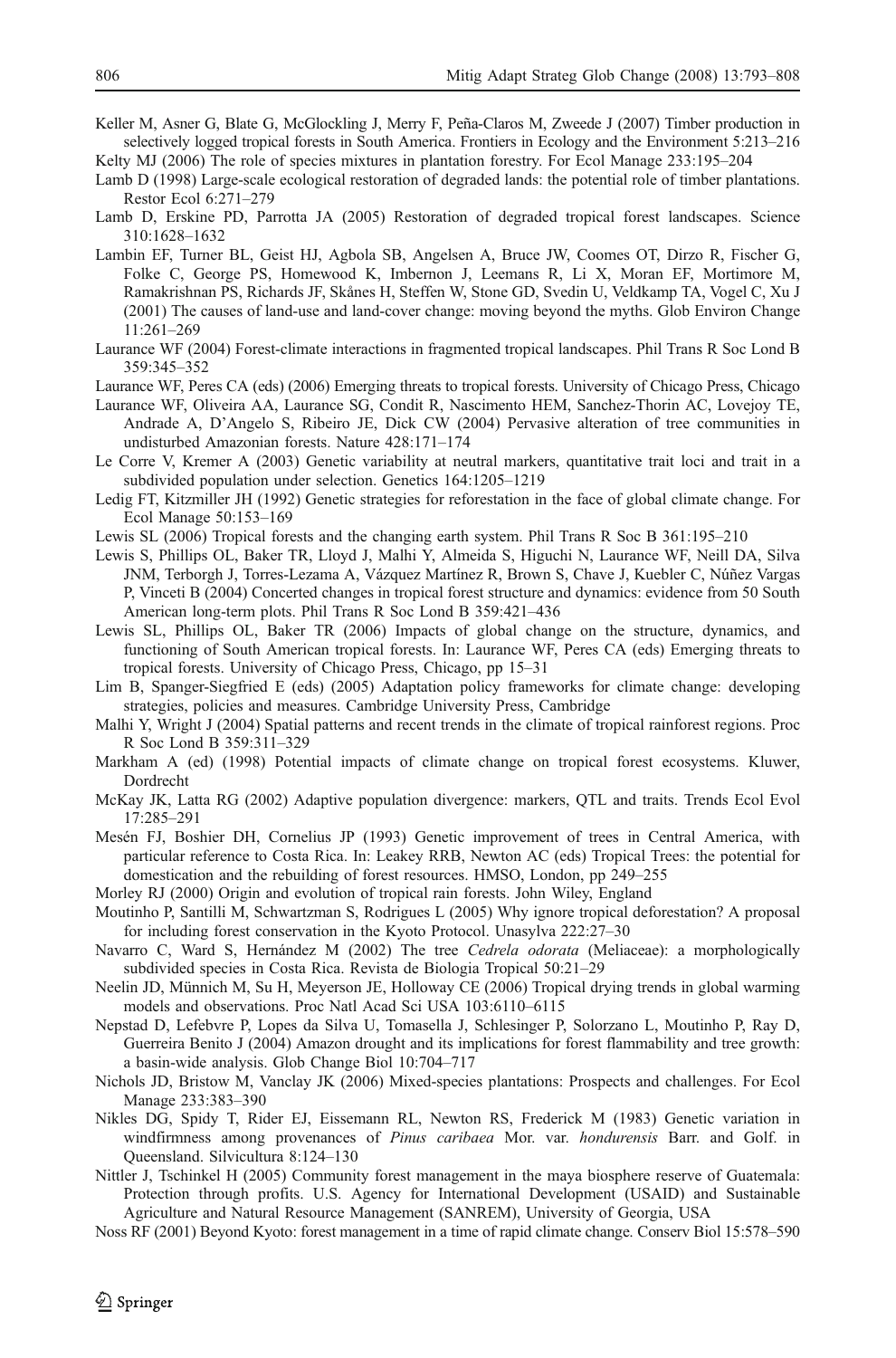Keller M, Asner G, Blate G, McGlockling J, Merry F, Peña-Claros M, Zweede J (2007) Timber production in selectively logged tropical forests in South America. Frontiers in Ecology and the Environment 5:213–216

Kelty MJ (2006) The role of species mixtures in plantation forestry. For Ecol Manage 233:195–204

Lamb D (1998) Large-scale ecological restoration of degraded lands: the potential role of timber plantations. Restor Ecol 6:271–279

Lamb D, Erskine PD, Parrotta JA (2005) Restoration of degraded tropical forest landscapes. Science 310:1628–1632

Lambin EF, Turner BL, Geist HJ, Agbola SB, Angelsen A, Bruce JW, Coomes OT, Dirzo R, Fischer G, Folke C, George PS, Homewood K, Imbernon J, Leemans R, Li X, Moran EF, Mortimore M, Ramakrishnan PS, Richards JF, Skånes H, Steffen W, Stone GD, Svedin U, Veldkamp TA, Vogel C, Xu J (2001) The causes of land-use and land-cover change: moving beyond the myths. Glob Environ Change 11:261–269

Laurance WF (2004) Forest-climate interactions in fragmented tropical landscapes. Phil Trans R Soc Lond B 359:345–352

Laurance WF, Peres CA (eds) (2006) Emerging threats to tropical forests. University of Chicago Press, Chicago

Laurance WF, Oliveira AA, Laurance SG, Condit R, Nascimento HEM, Sanchez-Thorin AC, Lovejoy TE, Andrade A, D'Angelo S, Ribeiro JE, Dick CW (2004) Pervasive alteration of tree communities in undisturbed Amazonian forests. Nature 428:171–174

Le Corre V, Kremer A (2003) Genetic variability at neutral markers, quantitative trait loci and trait in a subdivided population under selection. Genetics 164:1205–1219

Ledig FT, Kitzmiller JH (1992) Genetic strategies for reforestation in the face of global climate change. For Ecol Manage 50:153–169

Lewis SL (2006) Tropical forests and the changing earth system. Phil Trans R Soc B 361:195–210

Lewis S, Phillips OL, Baker TR, Lloyd J, Malhi Y, Almeida S, Higuchi N, Laurance WF, Neill DA, Silva JNM, Terborgh J, Torres-Lezama A, Vázquez Martínez R, Brown S, Chave J, Kuebler C, Núñez Vargas P, Vinceti B (2004) Concerted changes in tropical forest structure and dynamics: evidence from 50 South American long-term plots. Phil Trans R Soc Lond B 359:421–436

Lewis SL, Phillips OL, Baker TR (2006) Impacts of global change on the structure, dynamics, and functioning of South American tropical forests. In: Laurance WF, Peres CA (eds) Emerging threats to tropical forests. University of Chicago Press, Chicago, pp 15–31

Lim B, Spanger-Siegfried E (eds) (2005) Adaptation policy frameworks for climate change: developing strategies, policies and measures. Cambridge University Press, Cambridge

Malhi Y, Wright J (2004) Spatial patterns and recent trends in the climate of tropical rainforest regions. Proc R Soc Lond B 359:311–329

Markham A (ed) (1998) Potential impacts of climate change on tropical forest ecosystems. Kluwer, Dordrecht

McKay JK, Latta RG (2002) Adaptive population divergence: markers, QTL and traits. Trends Ecol Evol 17:285–291

Mesén FJ, Boshier DH, Cornelius JP (1993) Genetic improvement of trees in Central America, with particular reference to Costa Rica. In: Leakey RRB, Newton AC (eds) Tropical Trees: the potential for domestication and the rebuilding of forest resources. HMSO, London, pp 249–255

Morley RJ (2000) Origin and evolution of tropical rain forests. John Wiley, England

Moutinho P, Santilli M, Schwartzman S, Rodrigues L (2005) Why ignore tropical deforestation? A proposal for including forest conservation in the Kyoto Protocol. Unasylva 222:27–30

Navarro C, Ward S, Hernández M (2002) The tree *Cedrela odorata* (Meliaceae): a morphologically subdivided species in Costa Rica. Revista de Biologia Tropical 50:21–29

Neelin JD, Münnich M, Su H, Meyerson JE, Holloway CE (2006) Tropical drying trends in global warming models and observations. Proc Natl Acad Sci USA 103:6110–6115

Nepstad D, Lefebvre P, Lopes da Silva U, Tomasella J, Schlesinger P, Solorzano L, Moutinho P, Ray D, Guerreira Benito J (2004) Amazon drought and its implications for forest flammability and tree growth: a basin-wide analysis. Glob Change Biol 10:704–717

Nichols JD, Bristow M, Vanclay JK (2006) Mixed-species plantations: Prospects and challenges. For Ecol Manage 233:383–390

Nikles DG, Spidy T, Rider EJ, Eissemann RL, Newton RS, Frederick M (1983) Genetic variation in windfirmness among provenances of *Pinus caribaea* Mor. var. *hondurensis* Barr. and Golf. in Queensland. Silvicultura 8:124–130

Nittler J, Tschinkel H (2005) Community forest management in the maya biosphere reserve of Guatemala: Protection through profits. U.S. Agency for International Development (USAID) and Sustainable Agriculture and Natural Resource Management (SANREM), University of Georgia, USA

Noss RF (2001) Beyond Kyoto: forest management in a time of rapid climate change. Conserv Biol 15:578–590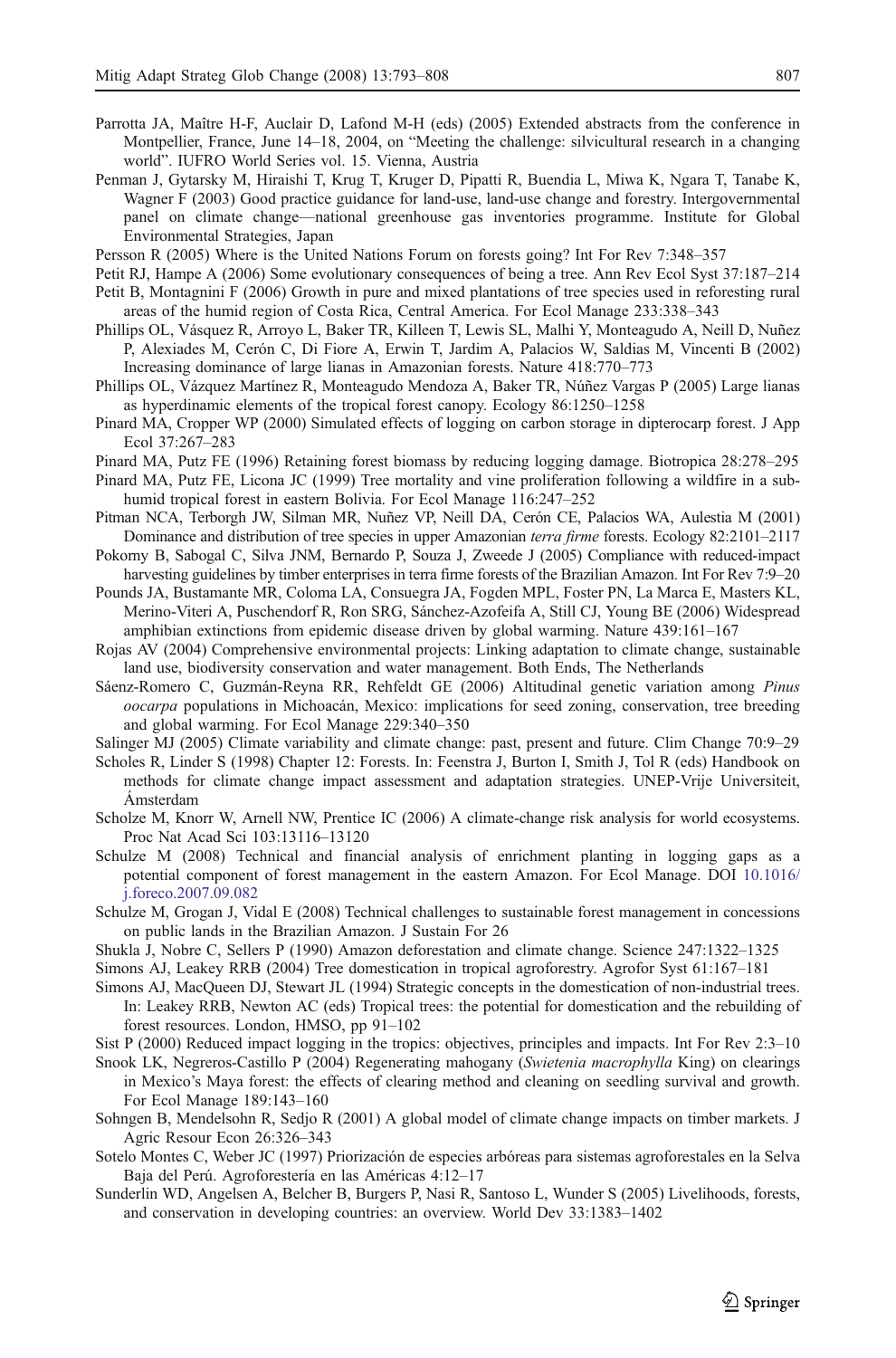Parrotta JA, Maître H-F, Auclair D, Lafond M-H (eds) (2005) Extended abstracts from the conference in Montpellier, France, June 14–18, 2004, on "Meeting the challenge: silvicultural research in a changing world". IUFRO World Series vol. 15. Vienna, Austria

Penman J, Gytarsky M, Hiraishi T, Krug T, Kruger D, Pipatti R, Buendia L, Miwa K, Ngara T, Tanabe K, Wagner F (2003) Good practice guidance for land-use, land-use change and forestry. Intergovernmental panel on climate change—national greenhouse gas inventories programme. Institute for Global Environmental Strategies, Japan

Persson R (2005) Where is the United Nations Forum on forests going? Int For Rev 7:348–357

Petit RJ, Hampe A (2006) Some evolutionary consequences of being a tree. Ann Rev Ecol Syst 37:187–214

Petit B, Montagnini F (2006) Growth in pure and mixed plantations of tree species used in reforesting rural areas of the humid region of Costa Rica, Central America. For Ecol Manage 233:338–343

Phillips OL, Vásquez R, Arroyo L, Baker TR, Killeen T, Lewis SL, Malhi Y, Monteagudo A, Neill D, Nuñez P, Alexiades M, Cerón C, Di Fiore A, Erwin T, Jardim A, Palacios W, Saldias M, Vincenti B (2002) Increasing dominance of large lianas in Amazonian forests. Nature 418:770–773

Phillips OL, Vázquez Martínez R, Monteagudo Mendoza A, Baker TR, Núñez Vargas P (2005) Large lianas as hyperdinamic elements of the tropical forest canopy. Ecology 86:1250–1258

Pinard MA, Cropper WP (2000) Simulated effects of logging on carbon storage in dipterocarp forest. J App Ecol 37:267–283

Pinard MA, Putz FE (1996) Retaining forest biomass by reducing logging damage. Biotropica 28:278–295

Pinard MA, Putz FE, Licona JC (1999) Tree mortality and vine proliferation following a wildfire in a sub-humid tropical forest in eastern Bolivia. For Ecol Manage 116:247–252

Pitman NCA, Terborgh JW, Silman MR, Nuñez VP, Neill DA, Cerón CE, Palacios WA, Aulestia M (2001) Dominance and distribution of tree species in upper Amazonian *terra firme* forests. Ecology 82:2101–2117

Pokorny B, Sabogal C, Silva JNM, Bernardo P, Souza J, Zweede J (2005) Compliance with reduced-impact harvesting guidelines by timber enterprises in terra firme forests of the Brazilian Amazon. Int For Rev 7:9–20

Pounds JA, Bustamante MR, Coloma LA, Consuegra JA, Fogden MPL, Foster PN, La Marca E, Masters KL, Merino-Viteri A, Puschendorf R, Ron SRG, Sánchez-Azofeifa A, Still CJ, Young BE (2006) Widespread amphibian extinctions from epidemic disease driven by global warming. Nature 439:161–167

Rojas AV (2004) Comprehensive environmental projects: Linking adaptation to climate change, sustainable land use, biodiversity conservation and water management. Both Ends, The Netherlands

Sáenz-Romero C, Guzmán-Reyna RR, Rehfeldt GE (2006) Altitudinal genetic variation among *Pinus oocarpa* populations in Michoacán, Mexico: implications for seed zoning, conservation, tree breeding and global warming. For Ecol Manage 229:340–350

Salinger MJ (2005) Climate variability and climate change: past, present and future. Clim Change 70:9–29

Scholes R, Linder S (1998) Chapter 12: Forests. In: Feenstra J, Burton I, Smith J, Tol R (eds) Handbook on methods for climate change impact assessment and adaptation strategies. UNEP-Vrije Universiteit, Ámsterdam

Scholze M, Knorr W, Arnell NW, Prentice IC (2006) A climate-change risk analysis for world ecosystems. Proc Nat Acad Sci 103:13116–13120

Schulze M (2008) Technical and financial analysis of enrichment planting in logging gaps as a potential component of forest management in the eastern Amazon. For Ecol Manage. DOI 10.1016/j.foreco.2007.09.082

Schulze M, Grogan J, Vidal E (2008) Technical challenges to sustainable forest management in concessions on public lands in the Brazilian Amazon. J Sustain For 26

Shukla J, Nobre C, Sellers P (1990) Amazon deforestation and climate change. Science 247:1322–1325

Simons AJ, Leakey RRB (2004) Tree domestication in tropical agroforestry. Agrofor Syst 61:167–181

Simons AJ, MacQueen DJ, Stewart JL (1994) Strategic concepts in the domestication of non-industrial trees. In: Leakey RRB, Newton AC (eds) Tropical trees: the potential for domestication and the rebuilding of forest resources. London, HMSO, pp 91–102

Sist P (2000) Reduced impact logging in the tropics: objectives, principles and impacts. Int For Rev 2:3–10

Snook LK, Negreros-Castillo P (2004) Regenerating mahogany (*Swietenia macrophylla* King) on clearings in Mexico's Maya forest: the effects of clearing method and cleaning on seedling survival and growth. For Ecol Manage 189:143–160

Sohngen B, Mendelsohn R, Sedjo R (2001) A global model of climate change impacts on timber markets. J Agric Resour Econ 26:326–343

Sotelo Montes C, Weber JC (1997) Priorización de especies arbóreas para sistemas agroforestales en la Selva Baja del Perú. Agroforestería en las Américas 4:12–17

Sunderlin WD, Angelsen A, Belcher B, Burgers P, Nasi R, Santoso L, Wunder S (2005) Livelihoods, forests, and conservation in developing countries: an overview. World Dev 33:1383–1402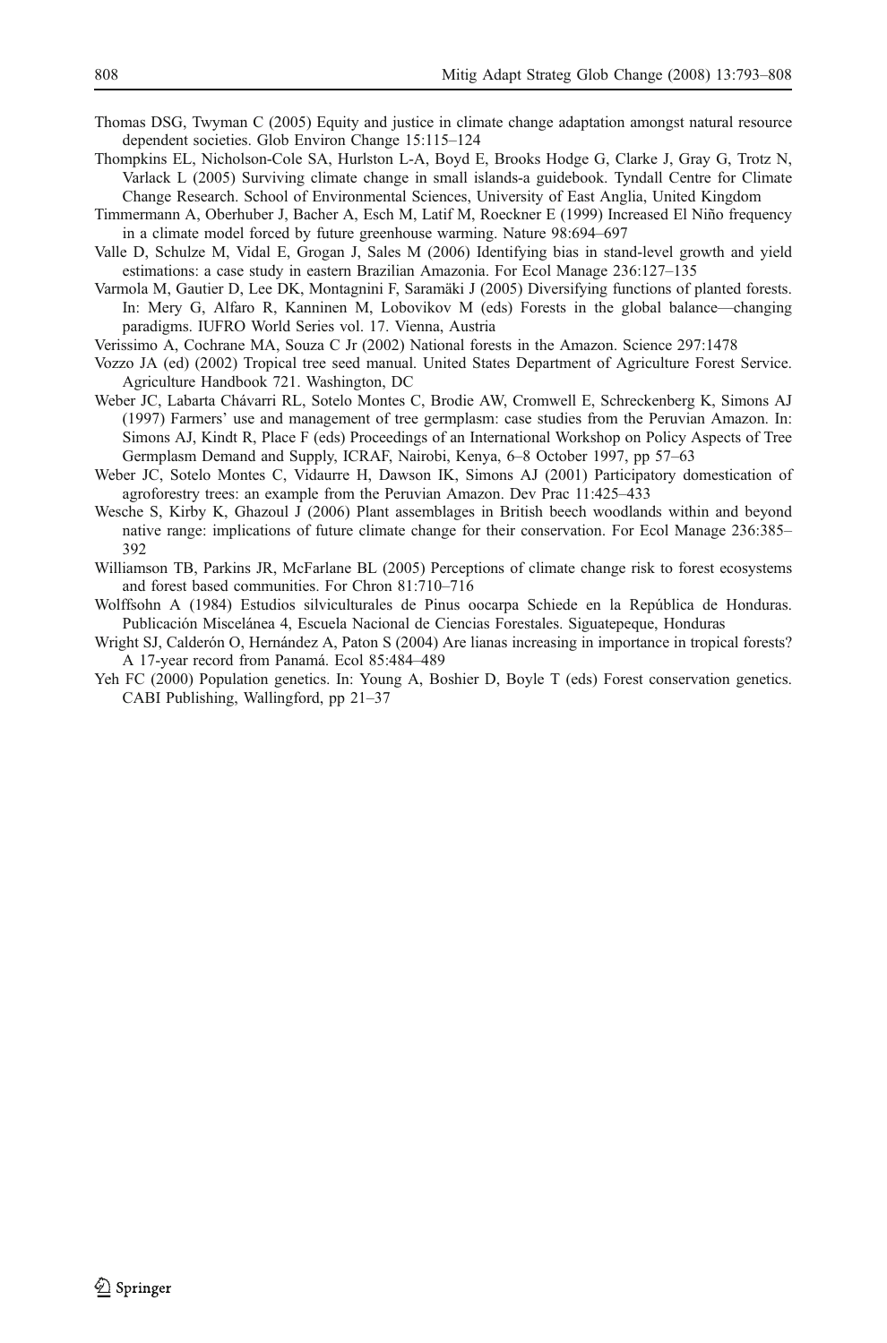Thomas DSG, Twyman C (2005) Equity and justice in climate change adaptation amongst natural resource dependent societies. Glob Environ Change 15:115–124

Thompkins EL, Nicholson-Cole SA, Hurlston L-A, Boyd E, Brooks Hodge G, Clarke J, Gray G, Trotz N, Varlack L (2005) Surviving climate change in small islands-a guidebook. Tyndall Centre for Climate Change Research. School of Environmental Sciences, University of East Anglia, United Kingdom

Timmermann A, Oberhuber J, Bacher A, Esch M, Latif M, Roeckner E (1999) Increased El Niño frequency in a climate model forced by future greenhouse warming. Nature 98:694–697

Valle D, Schulze M, Vidal E, Grogan J, Sales M (2006) Identifying bias in stand-level growth and yield estimations: a case study in eastern Brazilian Amazonia. For Ecol Manage 236:127–135

Varmola M, Gautier D, Lee DK, Montagnini F, Saramäki J (2005) Diversifying functions of planted forests. In: Mery G, Alfaro R, Kanninen M, Lobovikov M (eds) Forests in the global balance—changing paradigms. IUFRO World Series vol. 17. Vienna, Austria

Verissimo A, Cochrane MA, Souza C Jr (2002) National forests in the Amazon. Science 297:1478

Vozzo JA (ed) (2002) Tropical tree seed manual. United States Department of Agriculture Forest Service. Agriculture Handbook 721. Washington, DC

Weber JC, Labarta Chávarri RL, Sotelo Montes C, Brodie AW, Cromwell E, Schreckenberg K, Simons AJ (1997) Farmers' use and management of tree germplasm: case studies from the Peruvian Amazon. In: Simons AJ, Kindt R, Place F (eds) Proceedings of an International Workshop on Policy Aspects of Tree Germplasm Demand and Supply, ICRAF, Nairobi, Kenya, 6–8 October 1997, pp 57–63

Weber JC, Sotelo Montes C, Vidaurre H, Dawson IK, Simons AJ (2001) Participatory domestication of agroforestry trees: an example from the Peruvian Amazon. Dev Prac 11:425–433

Wesche S, Kirby K, Ghazoul J (2006) Plant assemblages in British beech woodlands within and beyond native range: implications of future climate change for their conservation. For Ecol Manage 236:385–392

Williamson TB, Parkins JR, McFarlane BL (2005) Perceptions of climate change risk to forest ecosystems and forest based communities. For Chron 81:710–716

Wolffsohn A (1984) Estudios silviculturales de Pinus oocarpa Schiede en la República de Honduras. Publicación Miscelánea 4, Escuela Nacional de Ciencias Forestales. Siguatepeque, Honduras

Wright SJ, Calderón O, Hernández A, Paton S (2004) Are lianas increasing in importance in tropical forests? A 17-year record from Panamá. Ecol 85:484–489

Yeh FC (2000) Population genetics. In: Young A, Boshier D, Boyle T (eds) Forest conservation genetics. CABI Publishing, Wallingford, pp 21–37